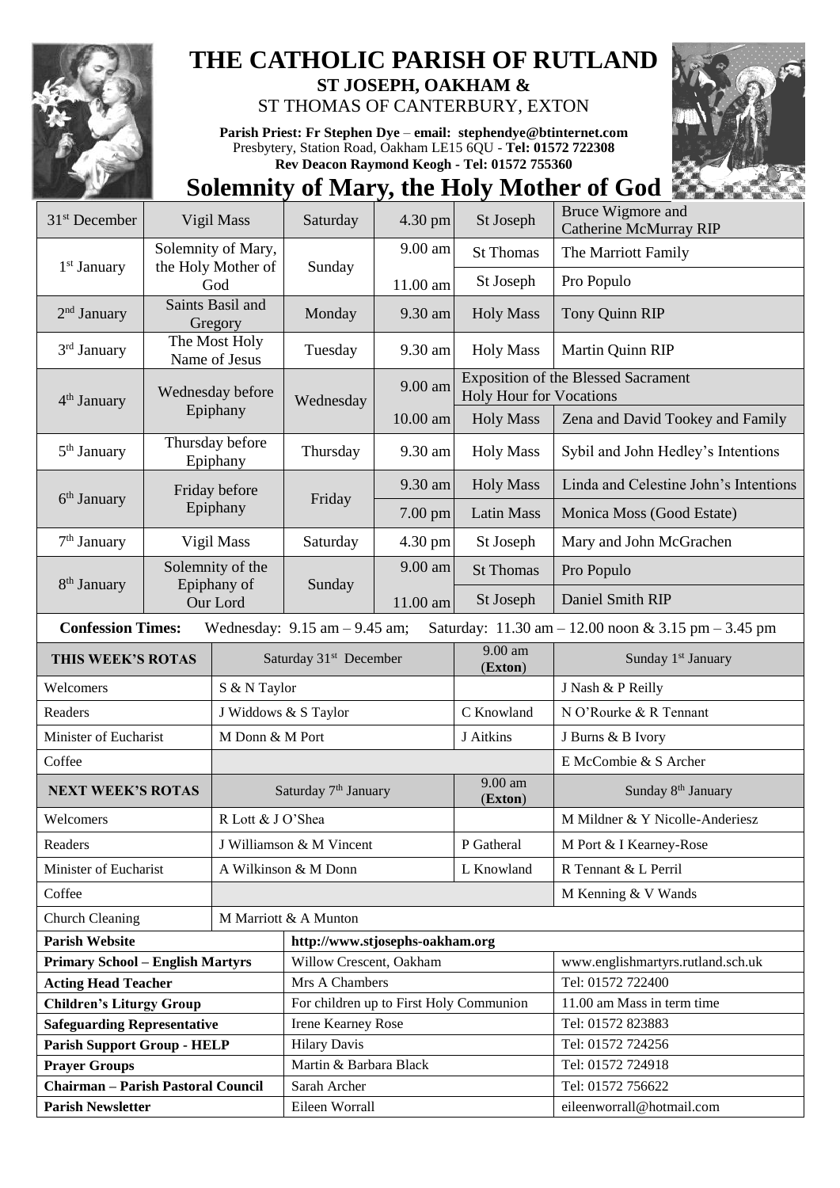# THE CATHOLIC PARISH OF RUTLAND

## ST JOSEPH, OAKHAM &

ST THOMAS OF CANTERBURY, EXTON

**Parish Priest: Fr Stephen Dye** – **email: stephendye@btinternet.com**
Presbytery, Station Road, Oakham LE15 6QU - **Tel: 01572 722308**
**Rev Deacon Raymond Keogh - Tel: 01572 755360**

# Solemnity of Mary, the Holy Mother of God

| Date | Feast | Day | Time | Place | Intention |
|---|---|---|---|---|---|
| 31st December | Vigil Mass | Saturday | 4.30 pm | St Joseph | Bruce Wigmore and Catherine McMurray RIP |
| 1st January | Solemnity of Mary, the Holy Mother of God | Sunday | 9.00 am | St Thomas | The Marriott Family |
| | | | 11.00 am | St Joseph | Pro Populo |
| 2nd January | Saints Basil and Gregory | Monday | 9.30 am | Holy Mass | Tony Quinn RIP |
| 3rd January | The Most Holy Name of Jesus | Tuesday | 9.30 am | Holy Mass | Martin Quinn RIP |
| 4th January | Wednesday before Epiphany | Wednesday | 9.00 am | Exposition of the Blessed Sacrament Holy Hour for Vocations | |
| | | | 10.00 am | Holy Mass | Zena and David Tookey and Family |
| 5th January | Thursday before Epiphany | Thursday | 9.30 am | Holy Mass | Sybil and John Hedley's Intentions |
| 6th January | Friday before Epiphany | Friday | 9.30 am | Holy Mass | Linda and Celestine John's Intentions |
| | | | 7.00 pm | Latin Mass | Monica Moss (Good Estate) |
| 7th January | Vigil Mass | Saturday | 4.30 pm | St Joseph | Mary and John McGrachen |
| 8th January | Solemnity of the Epiphany of Our Lord | Sunday | 9.00 am | St Thomas | Pro Populo |
| | | | 11.00 am | St Joseph | Daniel Smith RIP |

**Confession Times:** Wednesday: 9.15 am – 9.45 am; Saturday: 11.30 am – 12.00 noon & 3.15 pm – 3.45 pm

| THIS WEEK'S ROTAS | Saturday 31st December | 9.00 am (Exton) | Sunday 1st January |
|---|---|---|---|
| Welcomers | S & N Taylor | | J Nash & P Reilly |
| Readers | J Widdows & S Taylor | C Knowland | N O'Rourke & R Tennant |
| Minister of Eucharist | M Donn & M Port | J Aitkins | J Burns & B Ivory |
| Coffee | | | E McCombie & S Archer |
| **NEXT WEEK'S ROTAS** | **Saturday 7th January** | **9.00 am (Exton)** | **Sunday 8th January** |
| Welcomers | R Lott & J O'Shea | | M Mildner & Y Nicolle-Anderiesz |
| Readers | J Williamson & M Vincent | P Gatheral | M Port & I Kearney-Rose |
| Minister of Eucharist | A Wilkinson & M Donn | L Knowland | R Tennant & L Perril |
| Coffee | | | M Kenning & V Wands |
| Church Cleaning | M Marriott & A Munton | | |

| | | |
|---|---|---|
| **Parish Website** | http://www.stjosephs-oakham.org | |
| **Primary School – English Martyrs** | Willow Crescent, Oakham | www.englishmartyrs.rutland.sch.uk |
| **Acting Head Teacher** | Mrs A Chambers | Tel: 01572 722400 |
| **Children's Liturgy Group** | For children up to First Holy Communion | 11.00 am Mass in term time |
| **Safeguarding Representative** | Irene Kearney Rose | Tel: 01572 823883 |
| **Parish Support Group - HELP** | Hilary Davis | Tel: 01572 724256 |
| **Prayer Groups** | Martin & Barbara Black | Tel: 01572 724918 |
| **Chairman – Parish Pastoral Council** | Sarah Archer | Tel: 01572 756622 |
| **Parish Newsletter** | Eileen Worrall | eileenworrall@hotmail.com |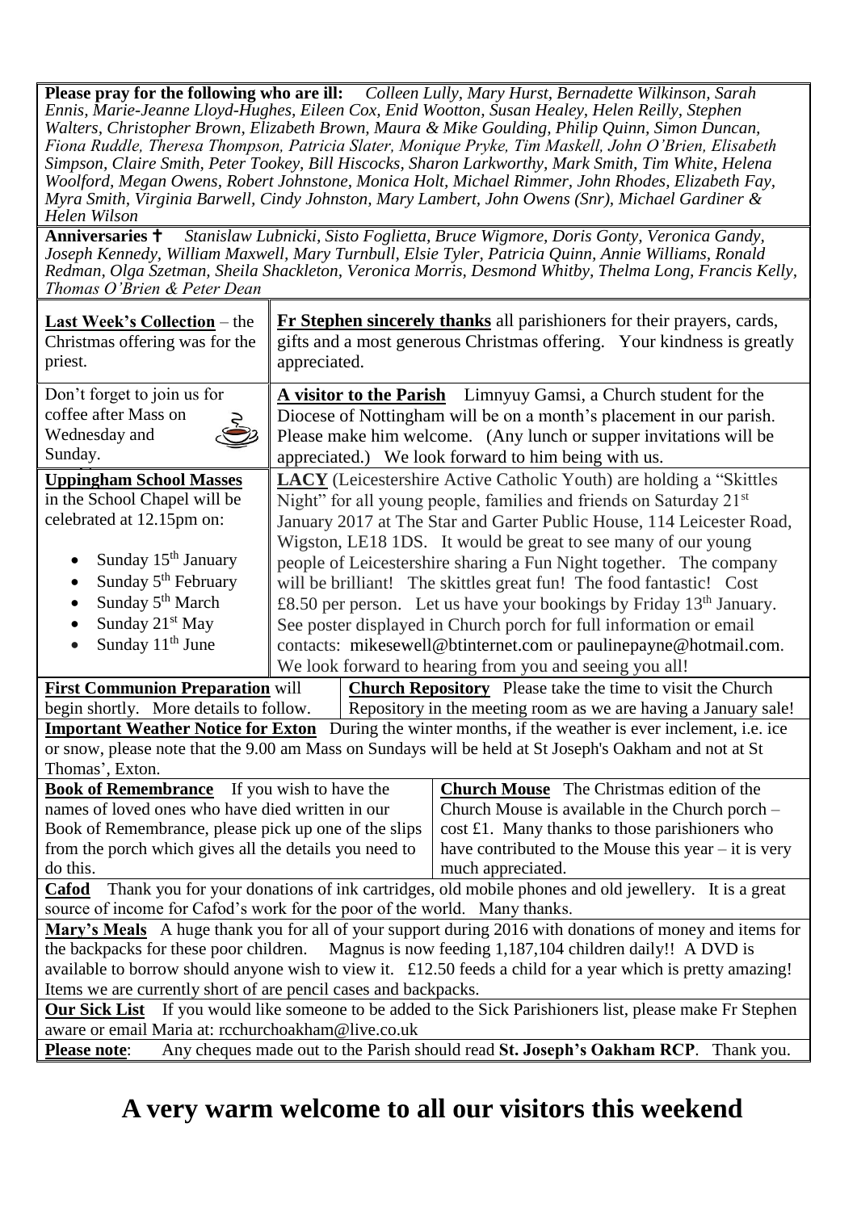**Please pray for the following who are ill:** *Colleen Lully, Mary Hurst, Bernadette Wilkinson, Sarah Ennis, Marie-Jeanne Lloyd-Hughes, Eileen Cox, Enid Wootton, Susan Healey, Helen Reilly, Stephen Walters, Christopher Brown, Elizabeth Brown, Maura & Mike Goulding, Philip Quinn, Simon Duncan, Fiona Ruddle, Theresa Thompson, Patricia Slater, Monique Pryke, Tim Maskell, John O'Brien, Elisabeth Simpson, Claire Smith, Peter Tookey, Bill Hiscocks, Sharon Larkworthy, Mark Smith, Tim White, Helena Woolford, Megan Owens, Robert Johnstone, Monica Holt, Michael Rimmer, John Rhodes, Elizabeth Fay, Myra Smith, Virginia Barwell, Cindy Johnston, Mary Lambert, John Owens (Snr), Michael Gardiner & Helen Wilson*

**Anniversaries ✝** *Stanislaw Lubnicki, Sisto Foglietta, Bruce Wigmore, Doris Gonty, Veronica Gandy, Joseph Kennedy, William Maxwell, Mary Turnbull, Elsie Tyler, Patricia Quinn, Annie Williams, Ronald Redman, Olga Szetman, Sheila Shackleton, Veronica Morris, Desmond Whitby, Thelma Long, Francis Kelly, Thomas O'Brien & Peter Dean*

**Last Week's Collection** – the Christmas offering was for the priest.

**Fr Stephen sincerely thanks** all parishioners for their prayers, cards, gifts and a most generous Christmas offering. Your kindness is greatly appreciated.

Don't forget to join us for coffee after Mass on Wednesday and Sunday.

**A visitor to the Parish** Limnyuy Gamsi, a Church student for the Diocese of Nottingham will be on a month's placement in our parish. Please make him welcome. (Any lunch or supper invitations will be appreciated.) We look forward to him being with us.

**Uppingham School Masses** in the School Chapel will be celebrated at 12.15pm on:

- Sunday 15th January
- Sunday 5th February
- Sunday 5th March
- Sunday 21st May
- Sunday 11th June

**LACY** (Leicestershire Active Catholic Youth) are holding a "Skittles Night" for all young people, families and friends on Saturday 21st January 2017 at The Star and Garter Public House, 114 Leicester Road, Wigston, LE18 1DS. It would be great to see many of our young people of Leicestershire sharing a Fun Night together. The company will be brilliant! The skittles great fun! The food fantastic! Cost £8.50 per person. Let us have your bookings by Friday 13th January. See poster displayed in Church porch for full information or email contacts: mikesewell@btinternet.com or paulinepayne@hotmail.com. We look forward to hearing from you and seeing you all!

**First Communion Preparation** will begin shortly. More details to follow.

**Church Repository** Please take the time to visit the Church Repository in the meeting room as we are having a January sale!

**Important Weather Notice for Exton** During the winter months, if the weather is ever inclement, i.e. ice or snow, please note that the 9.00 am Mass on Sundays will be held at St Joseph's Oakham and not at St Thomas', Exton.

**Book of Remembrance** If you wish to have the names of loved ones who have died written in our Book of Remembrance, please pick up one of the slips from the porch which gives all the details you need to do this.

**Church Mouse** The Christmas edition of the Church Mouse is available in the Church porch – cost £1. Many thanks to those parishioners who have contributed to the Mouse this year – it is very much appreciated.

**Cafod** Thank you for your donations of ink cartridges, old mobile phones and old jewellery. It is a great source of income for Cafod's work for the poor of the world. Many thanks.

**Mary's Meals** A huge thank you for all of your support during 2016 with donations of money and items for the backpacks for these poor children. Magnus is now feeding 1,187,104 children daily!! A DVD is available to borrow should anyone wish to view it. £12.50 feeds a child for a year which is pretty amazing! Items we are currently short of are pencil cases and backpacks.

**Our Sick List** If you would like someone to be added to the Sick Parishioners list, please make Fr Stephen aware or email Maria at: rcchurchoakham@live.co.uk

**Please note**: Any cheques made out to the Parish should read **St. Joseph's Oakham RCP**. Thank you.

# A very warm welcome to all our visitors this weekend